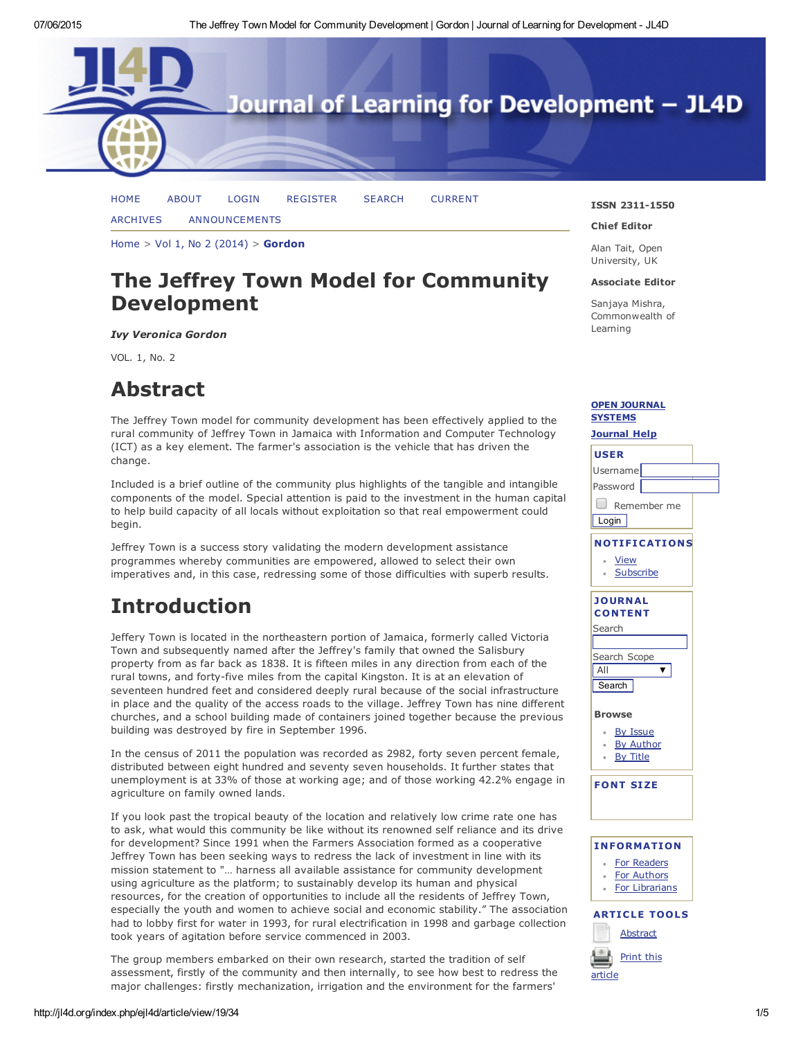# The Jeffrey Town Model for Community Development

***Ivy Veronica Gordon***

VOL. 1, No. 2

## Abstract

The Jeffrey Town model for community development has been effectively applied to the rural community of Jeffrey Town in Jamaica with Information and Computer Technology (ICT) as a key element. The farmer's association is the vehicle that has driven the change.

Included is a brief outline of the community plus highlights of the tangible and intangible components of the model. Special attention is paid to the investment in the human capital to help build capacity of all locals without exploitation so that real empowerment could begin.

Jeffrey Town is a success story validating the modern development assistance programmes whereby communities are empowered, allowed to select their own imperatives and, in this case, redressing some of those difficulties with superb results.

## Introduction

Jeffery Town is located in the northeastern portion of Jamaica, formerly called Victoria Town and subsequently named after the Jeffrey's family that owned the Salisbury property from as far back as 1838. It is fifteen miles in any direction from each of the rural towns, and forty-five miles from the capital Kingston. It is at an elevation of seventeen hundred feet and considered deeply rural because of the social infrastructure in place and the quality of the access roads to the village. Jeffrey Town has nine different churches, and a school building made of containers joined together because the previous building was destroyed by fire in September 1996.

In the census of 2011 the population was recorded as 2982, forty seven percent female, distributed between eight hundred and seventy seven households. It further states that unemployment is at 33% of those at working age; and of those working 42.2% engage in agriculture on family owned lands.

If you look past the tropical beauty of the location and relatively low crime rate one has to ask, what would this community be like without its renowned self reliance and its drive for development? Since 1991 when the Farmers Association formed as a cooperative Jeffrey Town has been seeking ways to redress the lack of investment in line with its mission statement to "… harness all available assistance for community development using agriculture as the platform; to sustainably develop its human and physical resources, for the creation of opportunities to include all the residents of Jeffrey Town, especially the youth and women to achieve social and economic stability." The association had to lobby first for water in 1993, for rural electrification in 1998 and garbage collection took years of agitation before service commenced in 2003.

The group members embarked on their own research, started the tradition of self assessment, firstly of the community and then internally, to see how best to redress the major challenges: firstly mechanization, irrigation and the environment for the farmers'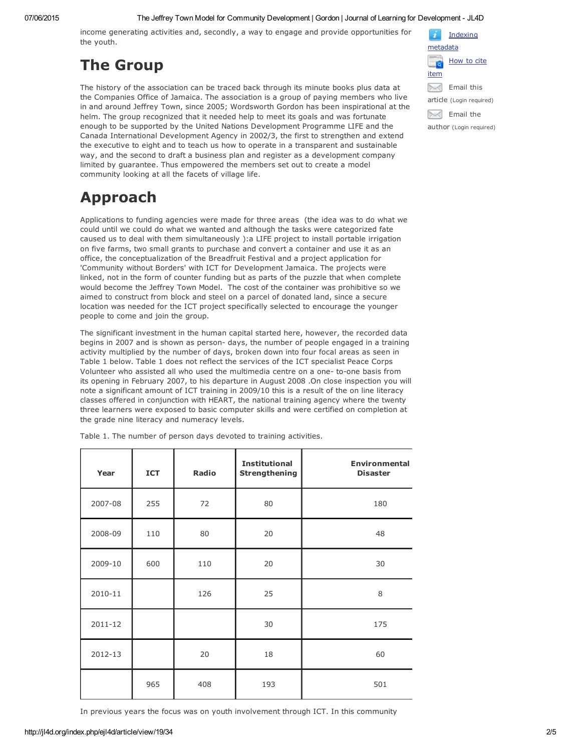income generating activities and, secondly, a way to engage and provide opportunities for the youth.

# The Group

The history of the association can be traced back through its minute books plus data at the Companies Office of Jamaica. The association is a group of paying members who live in and around Jeffrey Town, since 2005; Wordsworth Gordon has been inspirational at the helm. The group recognized that it needed help to meet its goals and was fortunate enough to be supported by the United Nations Development Programme LIFE and the Canada International Development Agency in 2002/3, the first to strengthen and extend the executive to eight and to teach us how to operate in a transparent and sustainable way, and the second to draft a business plan and register as a development company limited by guarantee. Thus empowered the members set out to create a model community looking at all the facets of village life.

# Approach

Applications to funding agencies were made for three areas (the idea was to do what we could until we could do what we wanted and although the tasks were categorized fate caused us to deal with them simultaneously ):a LIFE project to install portable irrigation on five farms, two small grants to purchase and convert a container and use it as an office, the conceptualization of the Breadfruit Festival and a project application for 'Community without Borders' with ICT for Development Jamaica. The projects were linked, not in the form of counter funding but as parts of the puzzle that when complete would become the Jeffrey Town Model. The cost of the container was prohibitive so we aimed to construct from block and steel on a parcel of donated land, since a secure location was needed for the ICT project specifically selected to encourage the younger people to come and join the group.

The significant investment in the human capital started here, however, the recorded data begins in 2007 and is shown as person- days, the number of people engaged in a training activity multiplied by the number of days, broken down into four focal areas as seen in Table 1 below. Table 1 does not reflect the services of the ICT specialist Peace Corps Volunteer who assisted all who used the multimedia centre on a one- to-one basis from its opening in February 2007, to his departure in August 2008 .On close inspection you will note a significant amount of ICT training in 2009/10 this is a result of the on line literacy classes offered in conjunction with HEART, the national training agency where the twenty three learners were exposed to basic computer skills and were certified on completion at the grade nine literacy and numeracy levels.

Table 1. The number of person days devoted to training activities.

| Year | ICT | Radio | Institutional Strengthening | Environmental Disaster |
|---|---|---|---|---|
| 2007-08 | 255 | 72 | 80 | 180 |
| 2008-09 | 110 | 80 | 20 | 48 |
| 2009-10 | 600 | 110 | 20 | 30 |
| 2010-11 | | 126 | 25 | 8 |
| 2011-12 | | | 30 | 175 |
| 2012-13 | | 20 | 18 | 60 |
| | 965 | 408 | 193 | 501 |

In previous years the focus was on youth involvement through ICT. In this community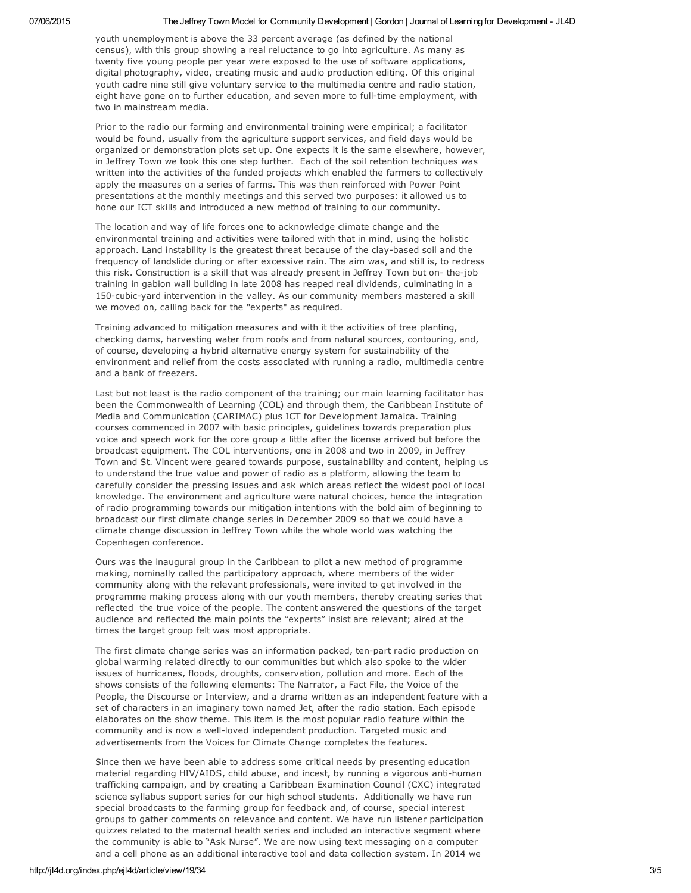youth unemployment is above the 33 percent average (as defined by the national census), with this group showing a real reluctance to go into agriculture. As many as twenty five young people per year were exposed to the use of software applications, digital photography, video, creating music and audio production editing. Of this original youth cadre nine still give voluntary service to the multimedia centre and radio station, eight have gone on to further education, and seven more to full-time employment, with two in mainstream media.

Prior to the radio our farming and environmental training were empirical; a facilitator would be found, usually from the agriculture support services, and field days would be organized or demonstration plots set up. One expects it is the same elsewhere, however, in Jeffrey Town we took this one step further. Each of the soil retention techniques was written into the activities of the funded projects which enabled the farmers to collectively apply the measures on a series of farms. This was then reinforced with Power Point presentations at the monthly meetings and this served two purposes: it allowed us to hone our ICT skills and introduced a new method of training to our community.

The location and way of life forces one to acknowledge climate change and the environmental training and activities were tailored with that in mind, using the holistic approach. Land instability is the greatest threat because of the clay-based soil and the frequency of landslide during or after excessive rain. The aim was, and still is, to redress this risk. Construction is a skill that was already present in Jeffrey Town but on- the-job training in gabion wall building in late 2008 has reaped real dividends, culminating in a 150-cubic-yard intervention in the valley. As our community members mastered a skill we moved on, calling back for the "experts" as required.

Training advanced to mitigation measures and with it the activities of tree planting, checking dams, harvesting water from roofs and from natural sources, contouring, and, of course, developing a hybrid alternative energy system for sustainability of the environment and relief from the costs associated with running a radio, multimedia centre and a bank of freezers.

Last but not least is the radio component of the training; our main learning facilitator has been the Commonwealth of Learning (COL) and through them, the Caribbean Institute of Media and Communication (CARIMAC) plus ICT for Development Jamaica. Training courses commenced in 2007 with basic principles, guidelines towards preparation plus voice and speech work for the core group a little after the license arrived but before the broadcast equipment. The COL interventions, one in 2008 and two in 2009, in Jeffrey Town and St. Vincent were geared towards purpose, sustainability and content, helping us to understand the true value and power of radio as a platform, allowing the team to carefully consider the pressing issues and ask which areas reflect the widest pool of local knowledge. The environment and agriculture were natural choices, hence the integration of radio programming towards our mitigation intentions with the bold aim of beginning to broadcast our first climate change series in December 2009 so that we could have a climate change discussion in Jeffrey Town while the whole world was watching the Copenhagen conference.

Ours was the inaugural group in the Caribbean to pilot a new method of programme making, nominally called the participatory approach, where members of the wider community along with the relevant professionals, were invited to get involved in the programme making process along with our youth members, thereby creating series that reflected the true voice of the people. The content answered the questions of the target audience and reflected the main points the "experts" insist are relevant; aired at the times the target group felt was most appropriate.

The first climate change series was an information packed, ten-part radio production on global warming related directly to our communities but which also spoke to the wider issues of hurricanes, floods, droughts, conservation, pollution and more. Each of the shows consists of the following elements: The Narrator, a Fact File, the Voice of the People, the Discourse or Interview, and a drama written as an independent feature with a set of characters in an imaginary town named Jet, after the radio station. Each episode elaborates on the show theme. This item is the most popular radio feature within the community and is now a well-loved independent production. Targeted music and advertisements from the Voices for Climate Change completes the features.

Since then we have been able to address some critical needs by presenting education material regarding HIV/AIDS, child abuse, and incest, by running a vigorous anti-human trafficking campaign, and by creating a Caribbean Examination Council (CXC) integrated science syllabus support series for our high school students. Additionally we have run special broadcasts to the farming group for feedback and, of course, special interest groups to gather comments on relevance and content. We have run listener participation quizzes related to the maternal health series and included an interactive segment where the community is able to "Ask Nurse". We are now using text messaging on a computer and a cell phone as an additional interactive tool and data collection system. In 2014 we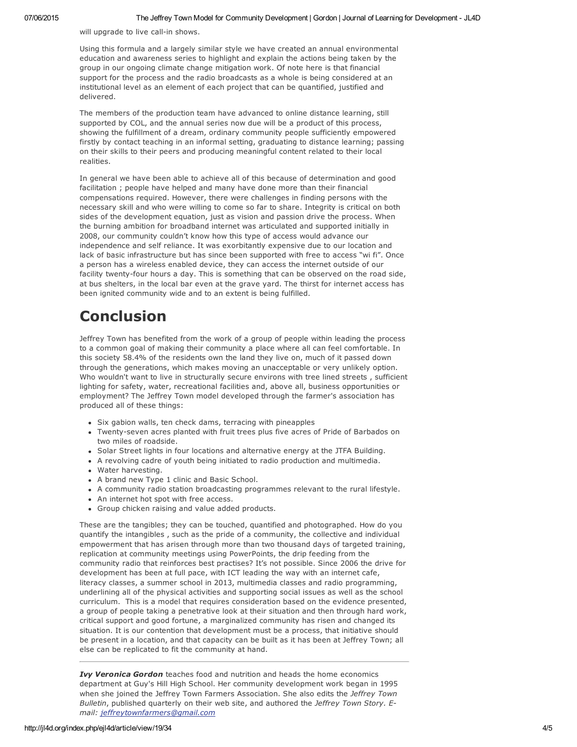will upgrade to live call-in shows.

Using this formula and a largely similar style we have created an annual environmental education and awareness series to highlight and explain the actions being taken by the group in our ongoing climate change mitigation work. Of note here is that financial support for the process and the radio broadcasts as a whole is being considered at an institutional level as an element of each project that can be quantified, justified and delivered.

The members of the production team have advanced to online distance learning, still supported by COL, and the annual series now due will be a product of this process, showing the fulfillment of a dream, ordinary community people sufficiently empowered firstly by contact teaching in an informal setting, graduating to distance learning; passing on their skills to their peers and producing meaningful content related to their local realities.

In general we have been able to achieve all of this because of determination and good facilitation ; people have helped and many have done more than their financial compensations required. However, there were challenges in finding persons with the necessary skill and who were willing to come so far to share. Integrity is critical on both sides of the development equation, just as vision and passion drive the process. When the burning ambition for broadband internet was articulated and supported initially in 2008, our community couldn't know how this type of access would advance our independence and self reliance. It was exorbitantly expensive due to our location and lack of basic infrastructure but has since been supported with free to access "wi fi". Once a person has a wireless enabled device, they can access the internet outside of our facility twenty-four hours a day. This is something that can be observed on the road side, at bus shelters, in the local bar even at the grave yard. The thirst for internet access has been ignited community wide and to an extent is being fulfilled.

# Conclusion

Jeffrey Town has benefited from the work of a group of people within leading the process to a common goal of making their community a place where all can feel comfortable. In this society 58.4% of the residents own the land they live on, much of it passed down through the generations, which makes moving an unacceptable or very unlikely option. Who wouldn't want to live in structurally secure environs with tree lined streets , sufficient lighting for safety, water, recreational facilities and, above all, business opportunities or employment? The Jeffrey Town model developed through the farmer's association has produced all of these things:

- Six gabion walls, ten check dams, terracing with pineapples
- Twenty-seven acres planted with fruit trees plus five acres of Pride of Barbados on two miles of roadside.
- Solar Street lights in four locations and alternative energy at the JTFA Building.
- A revolving cadre of youth being initiated to radio production and multimedia.
- Water harvesting.
- A brand new Type 1 clinic and Basic School.
- A community radio station broadcasting programmes relevant to the rural lifestyle.
- An internet hot spot with free access.
- Group chicken raising and value added products.

These are the tangibles; they can be touched, quantified and photographed. How do you quantify the intangibles , such as the pride of a community, the collective and individual empowerment that has arisen through more than two thousand days of targeted training, replication at community meetings using PowerPoints, the drip feeding from the community radio that reinforces best practises? It's not possible. Since 2006 the drive for development has been at full pace, with ICT leading the way with an internet cafe, literacy classes, a summer school in 2013, multimedia classes and radio programming, underlining all of the physical activities and supporting social issues as well as the school curriculum. This is a model that requires consideration based on the evidence presented, a group of people taking a penetrative look at their situation and then through hard work, critical support and good fortune, a marginalized community has risen and changed its situation. It is our contention that development must be a process, that initiative should be present in a location, and that capacity can be built as it has been at Jeffrey Town; all else can be replicated to fit the community at hand.

---

***Ivy Veronica Gordon*** teaches food and nutrition and heads the home economics department at Guy's Hill High School. Her community development work began in 1995 when she joined the Jeffrey Town Farmers Association. She also edits the *Jeffrey Town Bulletin*, published quarterly on their web site, and authored the *Jeffrey Town Story. E-mail: jeffreytownfarmers@gmail.com*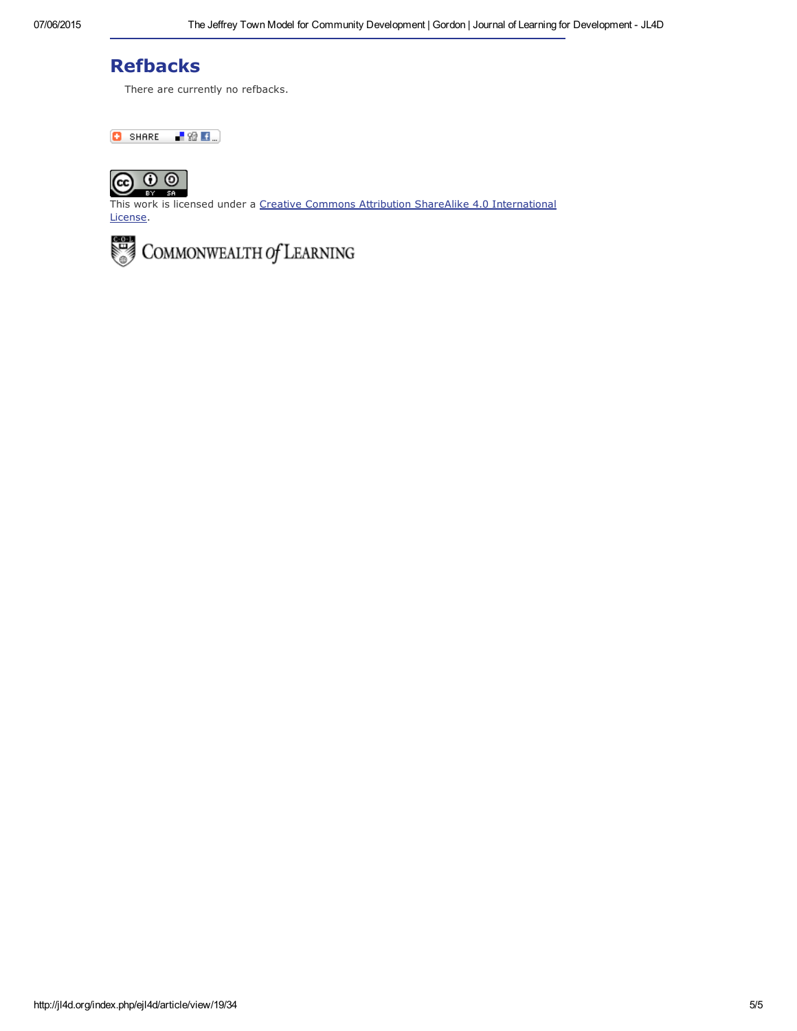## Refbacks

There are currently no refbacks.

This work is licensed under a Creative Commons Attribution ShareAlike 4.0 International License.